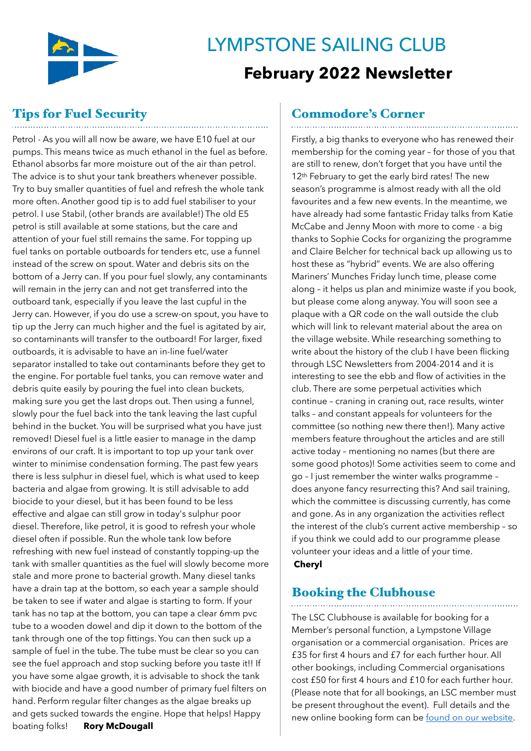# LYMPSTONE SAILING CLUB

## February 2022 Newsletter

## Tips for Fuel Security

Petrol - As you will all now be aware, we have E10 fuel at our pumps. This means twice as much ethanol in the fuel as before. Ethanol absorbs far more moisture out of the air than petrol. The advice is to shut your tank breathers whenever possible. Try to buy smaller quantities of fuel and refresh the whole tank more often. Another good tip is to add fuel stabiliser to your petrol. I use Stabil, (other brands are available!) The old E5 petrol is still available at some stations, but the care and attention of your fuel still remains the same. For topping up fuel tanks on portable outboards for tenders etc, use a funnel instead of the screw on spout. Water and debris sits on the bottom of a Jerry can. If you pour fuel slowly, any contaminants will remain in the jerry can and not get transferred into the outboard tank, especially if you leave the last cupful in the Jerry can. However, if you do use a screw-on spout, you have to tip up the Jerry can much higher and the fuel is agitated by air, so contaminants will transfer to the outboard! For larger, fixed outboards, it is advisable to have an in-line fuel/water separator installed to take out contaminants before they get to the engine. For portable fuel tanks, you can remove water and debris quite easily by pouring the fuel into clean buckets, making sure you get the last drops out. Then using a funnel, slowly pour the fuel back into the tank leaving the last cupful behind in the bucket. You will be surprised what you have just removed! Diesel fuel is a little easier to manage in the damp environs of our craft. It is important to top up your tank over winter to minimise condensation forming. The past few years there is less sulphur in diesel fuel, which is what used to keep bacteria and algae from growing. It is still advisable to add biocide to your diesel, but it has been found to be less effective and algae can still grow in today's sulphur poor diesel. Therefore, like petrol, it is good to refresh your whole diesel often if possible. Run the whole tank low before refreshing with new fuel instead of constantly topping-up the tank with smaller quantities as the fuel will slowly become more stale and more prone to bacterial growth. Many diesel tanks have a drain tap at the bottom, so each year a sample should be taken to see if water and algae is starting to form. If your tank has no tap at the bottom, you can tape a clear 6mm pvc tube to a wooden dowel and dip it down to the bottom of the tank through one of the top fittings. You can then suck up a sample of fuel in the tube. The tube must be clear so you can see the fuel approach and stop sucking before you taste it!! If you have some algae growth, it is advisable to shock the tank with biocide and have a good number of primary fuel filters on hand. Perform regular filter changes as the algae breaks up and gets sucked towards the engine. Hope that helps! Happy boating folks! **Rory McDougall**

## Commodore's Corner

Firstly, a big thanks to everyone who has renewed their membership for the coming year – for those of you that are still to renew, don't forget that you have until the 12th February to get the early bird rates! The new season's programme is almost ready with all the old favourites and a few new events. In the meantime, we have already had some fantastic Friday talks from Katie McCabe and Jenny Moon with more to come - a big thanks to Sophie Cocks for organizing the programme and Claire Belcher for technical back up allowing us to host these as "hybrid" events. We are also offering Mariners' Munches Friday lunch time, please come along – it helps us plan and minimize waste if you book, but please come along anyway. You will soon see a plaque with a QR code on the wall outside the club which will link to relevant material about the area on the village website. While researching something to write about the history of the club I have been flicking through LSC Newsletters from 2004-2014 and it is interesting to see the ebb and flow of activities in the club. There are some perpetual activities which continue – craning in craning out, race results, winter talks – and constant appeals for volunteers for the committee (so nothing new there then!). Many active members feature throughout the articles and are still active today – mentioning no names (but there are some good photos)! Some activities seem to come and go – I just remember the winter walks programme – does anyone fancy resurrecting this? And sail training, which the committee is discussing currently, has come and gone. As in any organization the activities reflect the interest of the club's current active membership – so if you think we could add to our programme please volunteer your ideas and a little of your time.

**Cheryl**

## Booking the Clubhouse

The LSC Clubhouse is available for booking for a Member's personal function, a Lympstone Village organisation or a commercial organisation. Prices are £35 for first 4 hours and £7 for each further hour. All other bookings, including Commercial organisations cost £50 for first 4 hours and £10 for each further hour. (Please note that for all bookings, an LSC member must be present throughout the event). Full details and the new online booking form can be found on our website.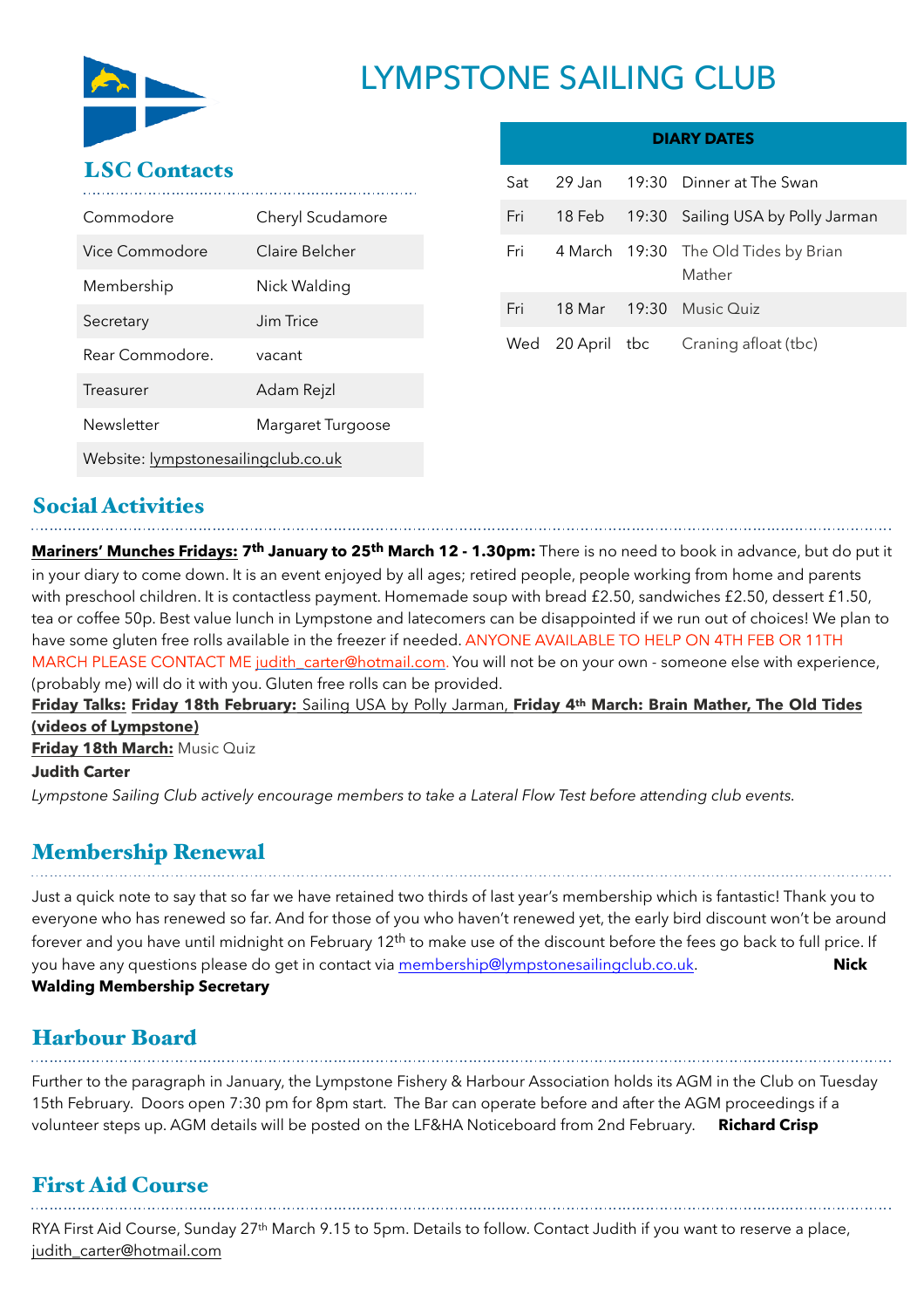# LYMPSTONE SAILING CLUB

## LSC Contacts

| | |
|---|---|
| Commodore | Cheryl Scudamore |
| Vice Commodore | Claire Belcher |
| Membership | Nick Walding |
| Secretary | Jim Trice |
| Rear Commodore. | vacant |
| Treasurer | Adam Rejzl |
| Newsletter | Margaret Turgoose |
| Website: lympstonesailingclub.co.uk | |

| DIARY DATES | | | |
|---|---|---|---|
| Sat | 29 Jan | 19:30 | Dinner at The Swan |
| Fri | 18 Feb | 19:30 | Sailing USA by Polly Jarman |
| Fri | 4 March | 19:30 | The Old Tides by Brian Mather |
| Fri | 18 Mar | 19:30 | Music Quiz |
| Wed | 20 April | tbc | Craning afloat (tbc) |

## Social Activities

**Mariners' Munches Fridays: 7th January to 25th March 12 - 1.30pm:** There is no need to book in advance, but do put it in your diary to come down. It is an event enjoyed by all ages; retired people, people working from home and parents with preschool children. It is contactless payment. Homemade soup with bread £2.50, sandwiches £2.50, dessert £1.50, tea or coffee 50p. Best value lunch in Lympstone and latecomers can be disappointed if we run out of choices! We plan to have some gluten free rolls available in the freezer if needed. ANYONE AVAILABLE TO HELP ON 4TH FEB OR 11TH MARCH PLEASE CONTACT ME judith_carter@hotmail.com. You will not be on your own - someone else with experience, (probably me) will do it with you. Gluten free rolls can be provided.

**Friday Talks: Friday 18th February:** Sailing USA by Polly Jarman, **Friday 4th March: Brain Mather, The Old Tides (videos of Lympstone)**

**Friday 18th March:** Music Quiz

**Judith Carter**

*Lympstone Sailing Club actively encourage members to take a Lateral Flow Test before attending club events.*

## Membership Renewal

Just a quick note to say that so far we have retained two thirds of last year's membership which is fantastic! Thank you to everyone who has renewed so far. And for those of you who haven't renewed yet, the early bird discount won't be around forever and you have until midnight on February 12th to make use of the discount before the fees go back to full price. If you have any questions please do get in contact via membership@lympstonesailingclub.co.uk. **Nick Walding Membership Secretary**

## Harbour Board

Further to the paragraph in January, the Lympstone Fishery & Harbour Association holds its AGM in the Club on Tuesday 15th February. Doors open 7:30 pm for 8pm start. The Bar can operate before and after the AGM proceedings if a volunteer steps up. AGM details will be posted on the LF&HA Noticeboard from 2nd February. **Richard Crisp**

## First Aid Course

RYA First Aid Course, Sunday 27th March 9.15 to 5pm. Details to follow. Contact Judith if you want to reserve a place, judith_carter@hotmail.com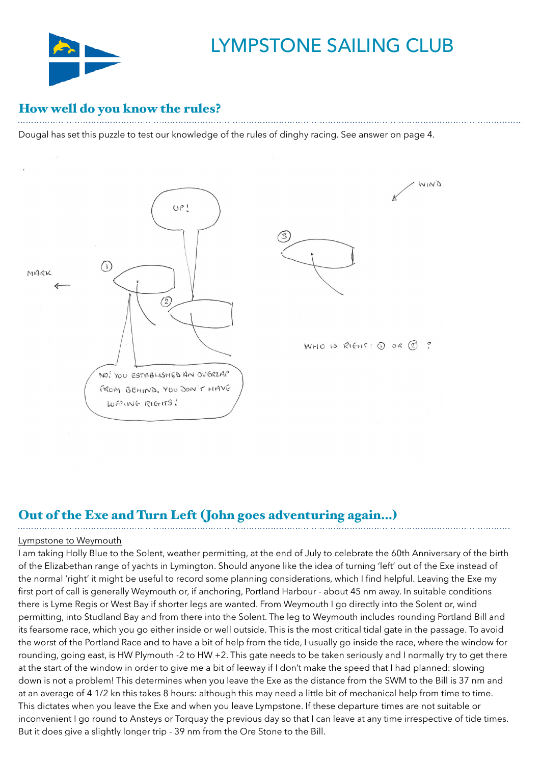# LYMPSTONE SAILING CLUB

## How well do you know the rules?

Dougal has set this puzzle to test our knowledge of the rules of dinghy racing. See answer on page 4.

MARK ←

WIND

UP!

NO! YOU ESTABLISHED AN OVERLAP FROM BEHIND. YOU DON'T HAVE LUFFING RIGHTS!

WHO IS RIGHT: ① OR ② ?

## Out of the Exe and Turn Left (John goes adventuring again…)

Lympstone to Weymouth

I am taking Holly Blue to the Solent, weather permitting, at the end of July to celebrate the 60th Anniversary of the birth of the Elizabethan range of yachts in Lymington. Should anyone like the idea of turning 'left' out of the Exe instead of the normal 'right' it might be useful to record some planning considerations, which I find helpful. Leaving the Exe my first port of call is generally Weymouth or, if anchoring, Portland Harbour - about 45 nm away. In suitable conditions there is Lyme Regis or West Bay if shorter legs are wanted. From Weymouth I go directly into the Solent or, wind permitting, into Studland Bay and from there into the Solent. The leg to Weymouth includes rounding Portland Bill and its fearsome race, which you go either inside or well outside. This is the most critical tidal gate in the passage. To avoid the worst of the Portland Race and to have a bit of help from the tide, I usually go inside the race, where the window for rounding, going east, is HW Plymouth -2 to HW +2. This gate needs to be taken seriously and I normally try to get there at the start of the window in order to give me a bit of leeway if I don't make the speed that I had planned: slowing down is not a problem! This determines when you leave the Exe as the distance from the SWM to the Bill is 37 nm and at an average of 4 1/2 kn this takes 8 hours: although this may need a little bit of mechanical help from time to time. This dictates when you leave the Exe and when you leave Lympstone. If these departure times are not suitable or inconvenient I go round to Ansteys or Torquay the previous day so that I can leave at any time irrespective of tide times. But it does give a slightly longer trip - 39 nm from the Ore Stone to the Bill.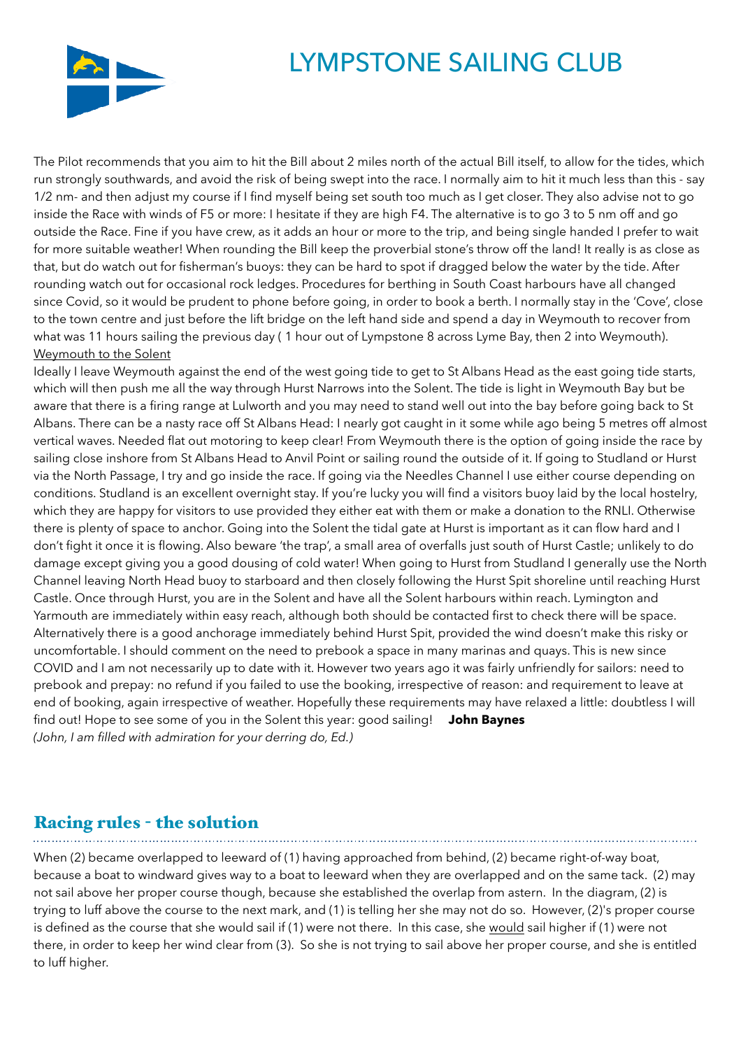# LYMPSTONE SAILING CLUB

The Pilot recommends that you aim to hit the Bill about 2 miles north of the actual Bill itself, to allow for the tides, which run strongly southwards, and avoid the risk of being swept into the race. I normally aim to hit it much less than this - say 1/2 nm- and then adjust my course if I find myself being set south too much as I get closer. They also advise not to go inside the Race with winds of F5 or more: I hesitate if they are high F4. The alternative is to go 3 to 5 nm off and go outside the Race. Fine if you have crew, as it adds an hour or more to the trip, and being single handed I prefer to wait for more suitable weather! When rounding the Bill keep the proverbial stone's throw off the land! It really is as close as that, but do watch out for fisherman's buoys: they can be hard to spot if dragged below the water by the tide. After rounding watch out for occasional rock ledges. Procedures for berthing in South Coast harbours have all changed since Covid, so it would be prudent to phone before going, in order to book a berth. I normally stay in the 'Cove', close to the town centre and just before the lift bridge on the left hand side and spend a day in Weymouth to recover from what was 11 hours sailing the previous day ( 1 hour out of Lympstone 8 across Lyme Bay, then 2 into Weymouth).

<u>Weymouth to the Solent</u>

Ideally I leave Weymouth against the end of the west going tide to get to St Albans Head as the east going tide starts, which will then push me all the way through Hurst Narrows into the Solent. The tide is light in Weymouth Bay but be aware that there is a firing range at Lulworth and you may need to stand well out into the bay before going back to St Albans. There can be a nasty race off St Albans Head: I nearly got caught in it some while ago being 5 metres off almost vertical waves. Needed flat out motoring to keep clear! From Weymouth there is the option of going inside the race by sailing close inshore from St Albans Head to Anvil Point or sailing round the outside of it. If going to Studland or Hurst via the North Passage, I try and go inside the race. If going via the Needles Channel I use either course depending on conditions. Studland is an excellent overnight stay. If you're lucky you will find a visitors buoy laid by the local hostelry, which they are happy for visitors to use provided they either eat with them or make a donation to the RNLI. Otherwise there is plenty of space to anchor. Going into the Solent the tidal gate at Hurst is important as it can flow hard and I don't fight it once it is flowing. Also beware 'the trap', a small area of overfalls just south of Hurst Castle; unlikely to do damage except giving you a good dousing of cold water! When going to Hurst from Studland I generally use the North Channel leaving North Head buoy to starboard and then closely following the Hurst Spit shoreline until reaching Hurst Castle. Once through Hurst, you are in the Solent and have all the Solent harbours within reach. Lymington and Yarmouth are immediately within easy reach, although both should be contacted first to check there will be space. Alternatively there is a good anchorage immediately behind Hurst Spit, provided the wind doesn't make this risky or uncomfortable. I should comment on the need to prebook a space in many marinas and quays. This is new since COVID and I am not necessarily up to date with it. However two years ago it was fairly unfriendly for sailors: need to prebook and prepay: no refund if you failed to use the booking, irrespective of reason: and requirement to leave at end of booking, again irrespective of weather. Hopefully these requirements may have relaxed a little: doubtless I will find out! Hope to see some of you in the Solent this year: good sailing! **John Baynes**

*(John, I am filled with admiration for your derring do, Ed.)*

## Racing rules - the solution

When (2) became overlapped to leeward of (1) having approached from behind, (2) became right-of-way boat, because a boat to windward gives way to a boat to leeward when they are overlapped and on the same tack. (2) may not sail above her proper course though, because she established the overlap from astern. In the diagram, (2) is trying to luff above the course to the next mark, and (1) is telling her she may not do so. However, (2)'s proper course is defined as the course that she would sail if (1) were not there. In this case, she <u>would</u> sail higher if (1) were not there, in order to keep her wind clear from (3). So she is not trying to sail above her proper course, and she is entitled to luff higher.